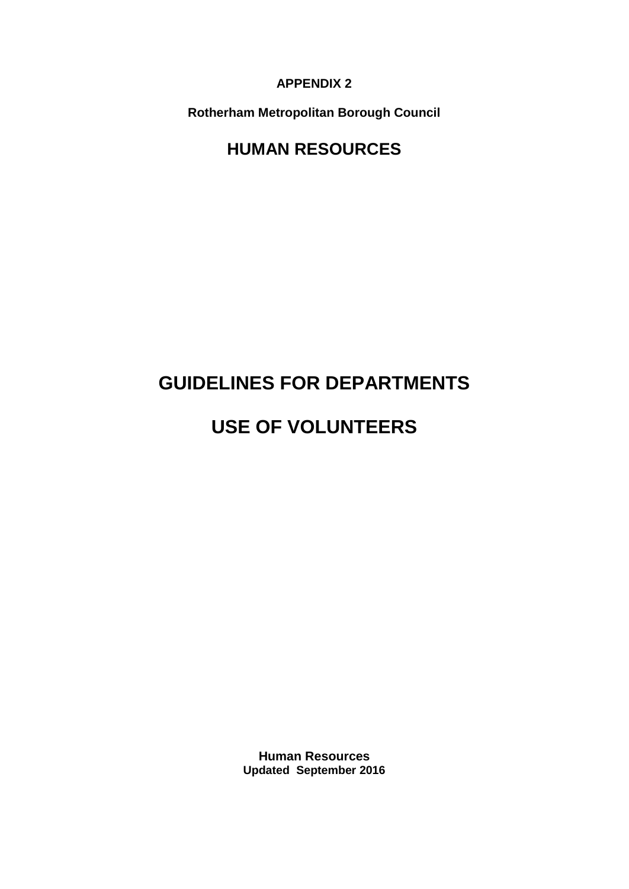**APPENDIX 2**

**Rotherham Metropolitan Borough Council**

# HUMAN RESOURCES

# GUIDELINES FOR DEPARTMENTS

# USE OF VOLUNTEERS

**Human Resources**
**Updated September 2016**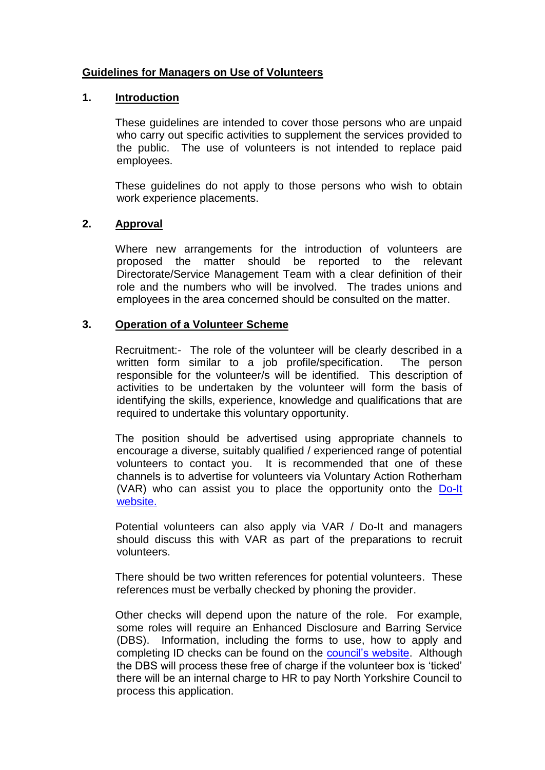## Guidelines for Managers on Use of Volunteers

### 1. Introduction

These guidelines are intended to cover those persons who are unpaid who carry out specific activities to supplement the services provided to the public. The use of volunteers is not intended to replace paid employees.

These guidelines do not apply to those persons who wish to obtain work experience placements.

### 2. Approval

Where new arrangements for the introduction of volunteers are proposed the matter should be reported to the relevant Directorate/Service Management Team with a clear definition of their role and the numbers who will be involved. The trades unions and employees in the area concerned should be consulted on the matter.

### 3. Operation of a Volunteer Scheme

Recruitment:- The role of the volunteer will be clearly described in a written form similar to a job profile/specification. The person responsible for the volunteer/s will be identified. This description of activities to be undertaken by the volunteer will form the basis of identifying the skills, experience, knowledge and qualifications that are required to undertake this voluntary opportunity.

The position should be advertised using appropriate channels to encourage a diverse, suitably qualified / experienced range of potential volunteers to contact you. It is recommended that one of these channels is to advertise for volunteers via Voluntary Action Rotherham (VAR) who can assist you to place the opportunity onto the Do-It website.

Potential volunteers can also apply via VAR / Do-It and managers should discuss this with VAR as part of the preparations to recruit volunteers.

There should be two written references for potential volunteers. These references must be verbally checked by phoning the provider.

Other checks will depend upon the nature of the role. For example, some roles will require an Enhanced Disclosure and Barring Service (DBS). Information, including the forms to use, how to apply and completing ID checks can be found on the council's website. Although the DBS will process these free of charge if the volunteer box is 'ticked' there will be an internal charge to HR to pay North Yorkshire Council to process this application.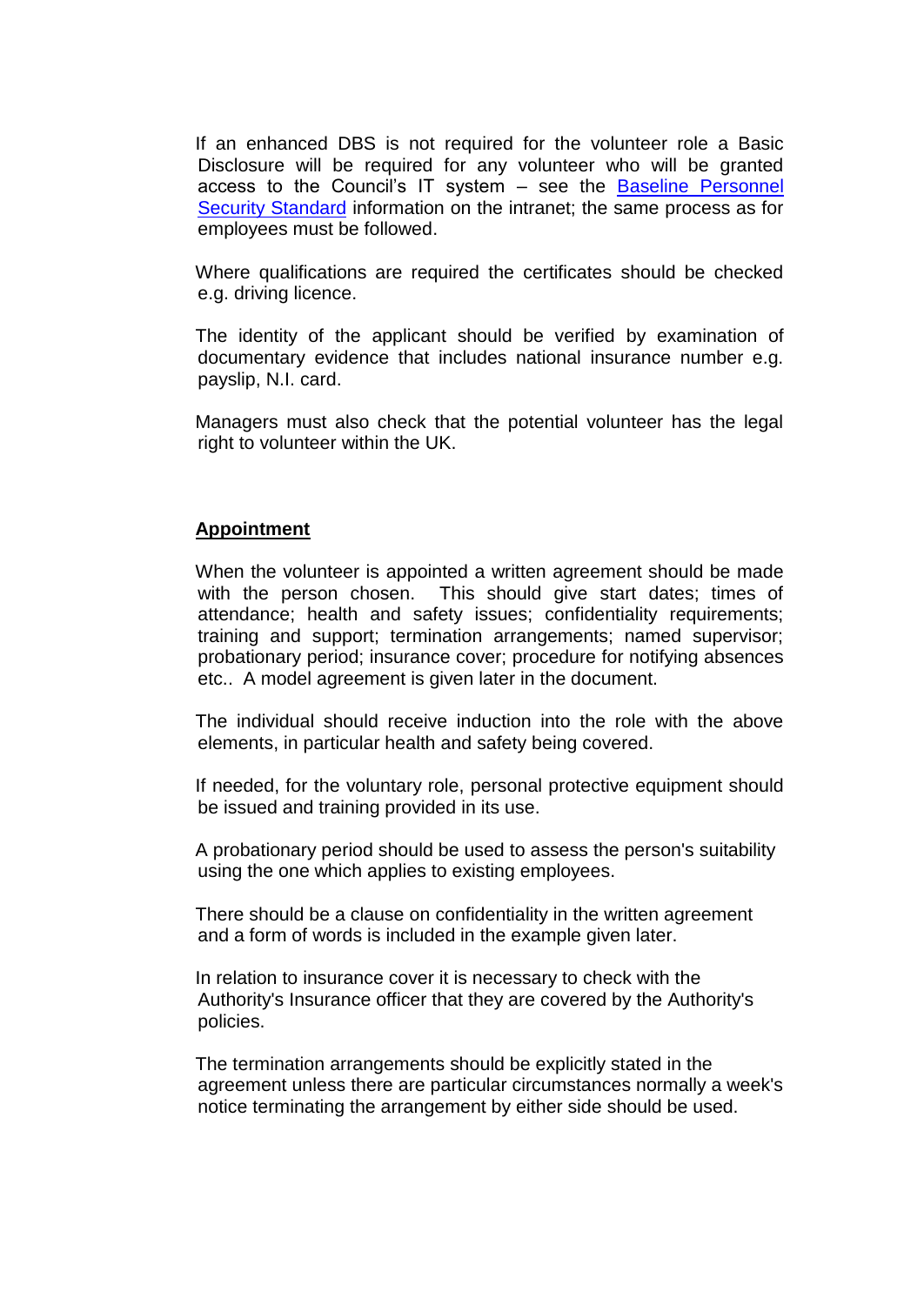If an enhanced DBS is not required for the volunteer role a Basic Disclosure will be required for any volunteer who will be granted access to the Council's IT system – see the [Baseline Personnel Security Standard]() information on the intranet; the same process as for employees must be followed.

Where qualifications are required the certificates should be checked e.g. driving licence.

The identity of the applicant should be verified by examination of documentary evidence that includes national insurance number e.g. payslip, N.I. card.

Managers must also check that the potential volunteer has the legal right to volunteer within the UK.

**Appointment**

When the volunteer is appointed a written agreement should be made with the person chosen. This should give start dates; times of attendance; health and safety issues; confidentiality requirements; training and support; termination arrangements; named supervisor; probationary period; insurance cover; procedure for notifying absences etc.. A model agreement is given later in the document.

The individual should receive induction into the role with the above elements, in particular health and safety being covered.

If needed, for the voluntary role, personal protective equipment should be issued and training provided in its use.

A probationary period should be used to assess the person's suitability using the one which applies to existing employees.

There should be a clause on confidentiality in the written agreement and a form of words is included in the example given later.

In relation to insurance cover it is necessary to check with the Authority's Insurance officer that they are covered by the Authority's policies.

The termination arrangements should be explicitly stated in the agreement unless there are particular circumstances normally a week's notice terminating the arrangement by either side should be used.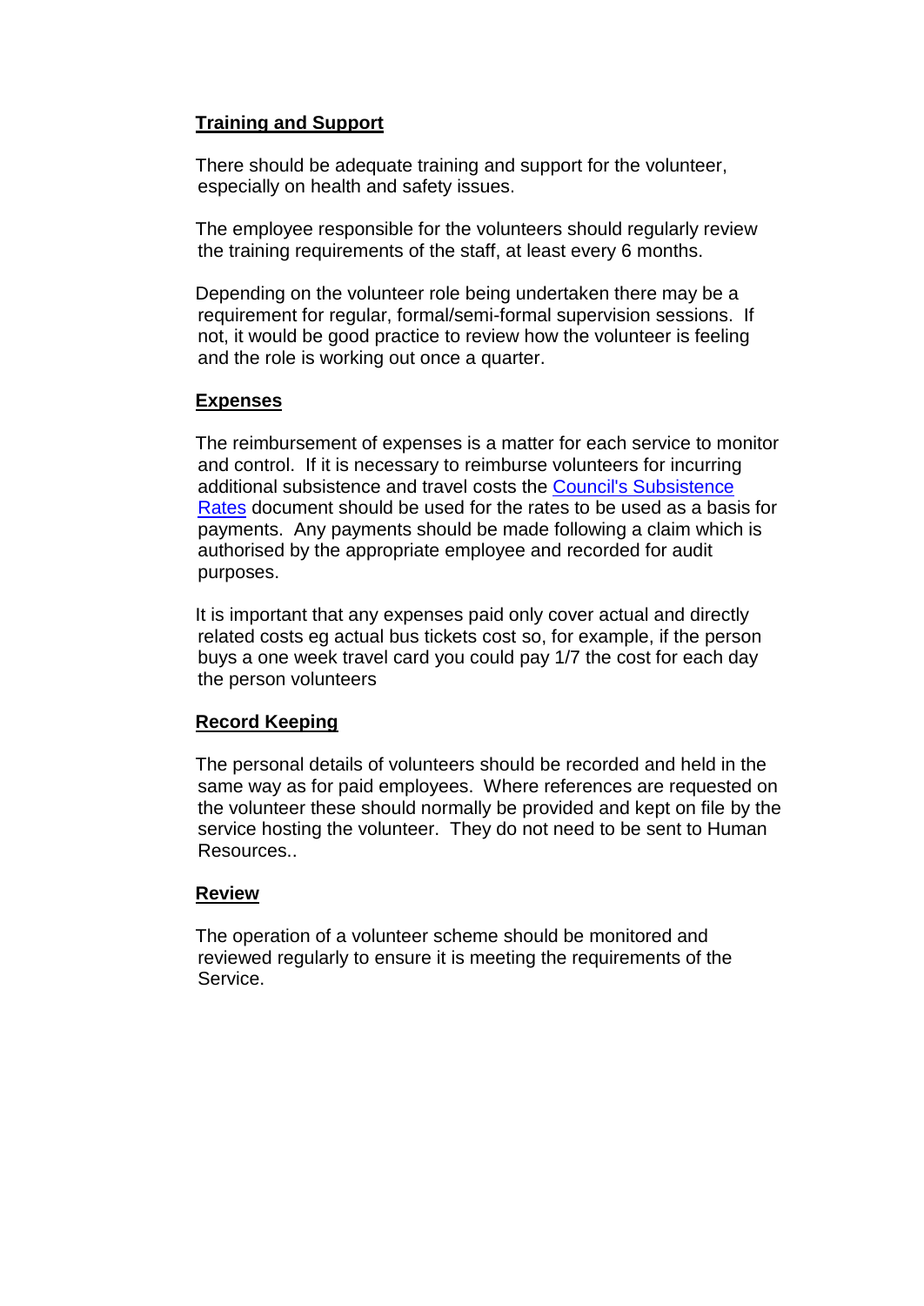**Training and Support**

There should be adequate training and support for the volunteer, especially on health and safety issues.

The employee responsible for the volunteers should regularly review the training requirements of the staff, at least every 6 months.

Depending on the volunteer role being undertaken there may be a requirement for regular, formal/semi-formal supervision sessions. If not, it would be good practice to review how the volunteer is feeling and the role is working out once a quarter.

**Expenses**

The reimbursement of expenses is a matter for each service to monitor and control. If it is necessary to reimburse volunteers for incurring additional subsistence and travel costs the Council's Subsistence Rates document should be used for the rates to be used as a basis for payments. Any payments should be made following a claim which is authorised by the appropriate employee and recorded for audit purposes.

It is important that any expenses paid only cover actual and directly related costs eg actual bus tickets cost so, for example, if the person buys a one week travel card you could pay 1/7 the cost for each day the person volunteers

**Record Keeping**

The personal details of volunteers should be recorded and held in the same way as for paid employees. Where references are requested on the volunteer these should normally be provided and kept on file by the service hosting the volunteer. They do not need to be sent to Human Resources..

**Review**

The operation of a volunteer scheme should be monitored and reviewed regularly to ensure it is meeting the requirements of the Service.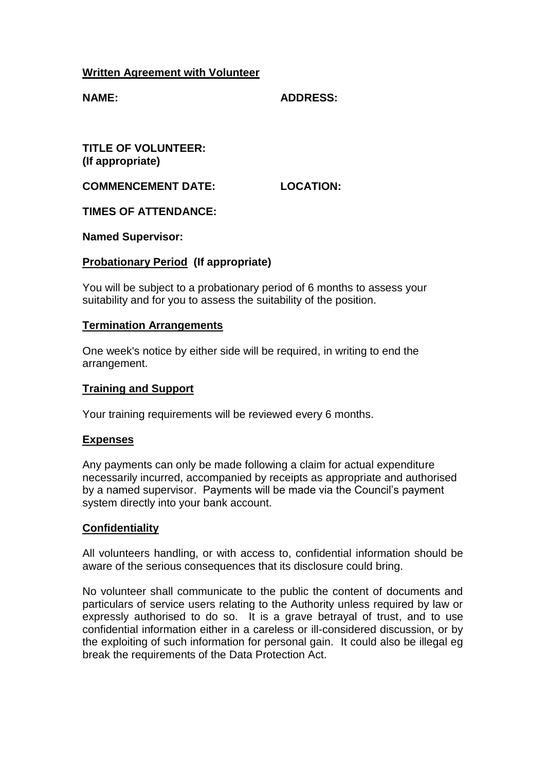**Written Agreement with Volunteer**

**NAME:** **ADDRESS:**

**TITLE OF VOLUNTEER:**
**(If appropriate)**

**COMMENCEMENT DATE:** **LOCATION:**

**TIMES OF ATTENDANCE:**

**Named Supervisor:**

**Probationary Period (If appropriate)**

You will be subject to a probationary period of 6 months to assess your suitability and for you to assess the suitability of the position.

**Termination Arrangements**

One week's notice by either side will be required, in writing to end the arrangement.

**Training and Support**

Your training requirements will be reviewed every 6 months.

**Expenses**

Any payments can only be made following a claim for actual expenditure necessarily incurred, accompanied by receipts as appropriate and authorised by a named supervisor. Payments will be made via the Council's payment system directly into your bank account.

**Confidentiality**

All volunteers handling, or with access to, confidential information should be aware of the serious consequences that its disclosure could bring.

No volunteer shall communicate to the public the content of documents and particulars of service users relating to the Authority unless required by law or expressly authorised to do so. It is a grave betrayal of trust, and to use confidential information either in a careless or ill-considered discussion, or by the exploiting of such information for personal gain. It could also be illegal eg break the requirements of the Data Protection Act.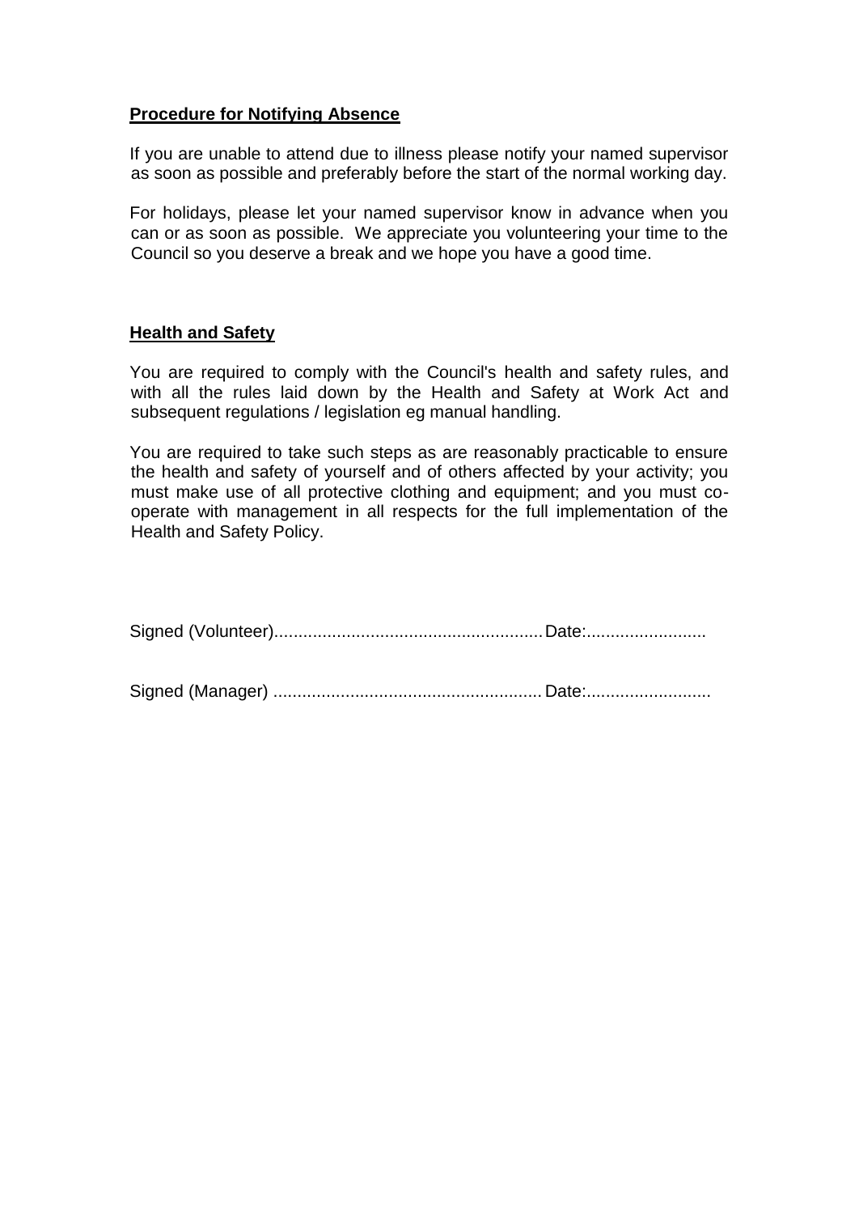**Procedure for Notifying Absence**

If you are unable to attend due to illness please notify your named supervisor as soon as possible and preferably before the start of the normal working day.

For holidays, please let your named supervisor know in advance when you can or as soon as possible. We appreciate you volunteering your time to the Council so you deserve a break and we hope you have a good time.

**Health and Safety**

You are required to comply with the Council's health and safety rules, and with all the rules laid down by the Health and Safety at Work Act and subsequent regulations / legislation eg manual handling.

You are required to take such steps as are reasonably practicable to ensure the health and safety of yourself and of others affected by your activity; you must make use of all protective clothing and equipment; and you must co-operate with management in all respects for the full implementation of the Health and Safety Policy.

Signed (Volunteer)....................................................... Date:.........................

Signed (Manager) ....................................................... Date:..........................